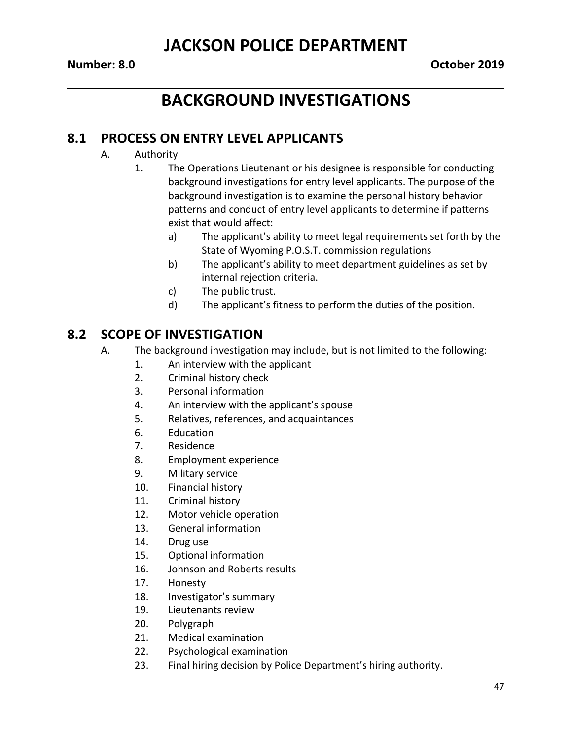# JACKSON POLICE DEPARTMENT

**Number: 8.0** **October 2019**

## BACKGROUND INVESTIGATIONS

### 8.1 PROCESS ON ENTRY LEVEL APPLICANTS

A. Authority

1. The Operations Lieutenant or his designee is responsible for conducting background investigations for entry level applicants. The purpose of the background investigation is to examine the personal history behavior patterns and conduct of entry level applicants to determine if patterns exist that would affect:
    a) The applicant's ability to meet legal requirements set forth by the State of Wyoming P.O.S.T. commission regulations
    b) The applicant's ability to meet department guidelines as set by internal rejection criteria.
    c) The public trust.
    d) The applicant's fitness to perform the duties of the position.

### 8.2 SCOPE OF INVESTIGATION

A. The background investigation may include, but is not limited to the following:

1. An interview with the applicant
2. Criminal history check
3. Personal information
4. An interview with the applicant's spouse
5. Relatives, references, and acquaintances
6. Education
7. Residence
8. Employment experience
9. Military service
10. Financial history
11. Criminal history
12. Motor vehicle operation
13. General information
14. Drug use
15. Optional information
16. Johnson and Roberts results
17. Honesty
18. Investigator's summary
19. Lieutenants review
20. Polygraph
21. Medical examination
22. Psychological examination
23. Final hiring decision by Police Department's hiring authority.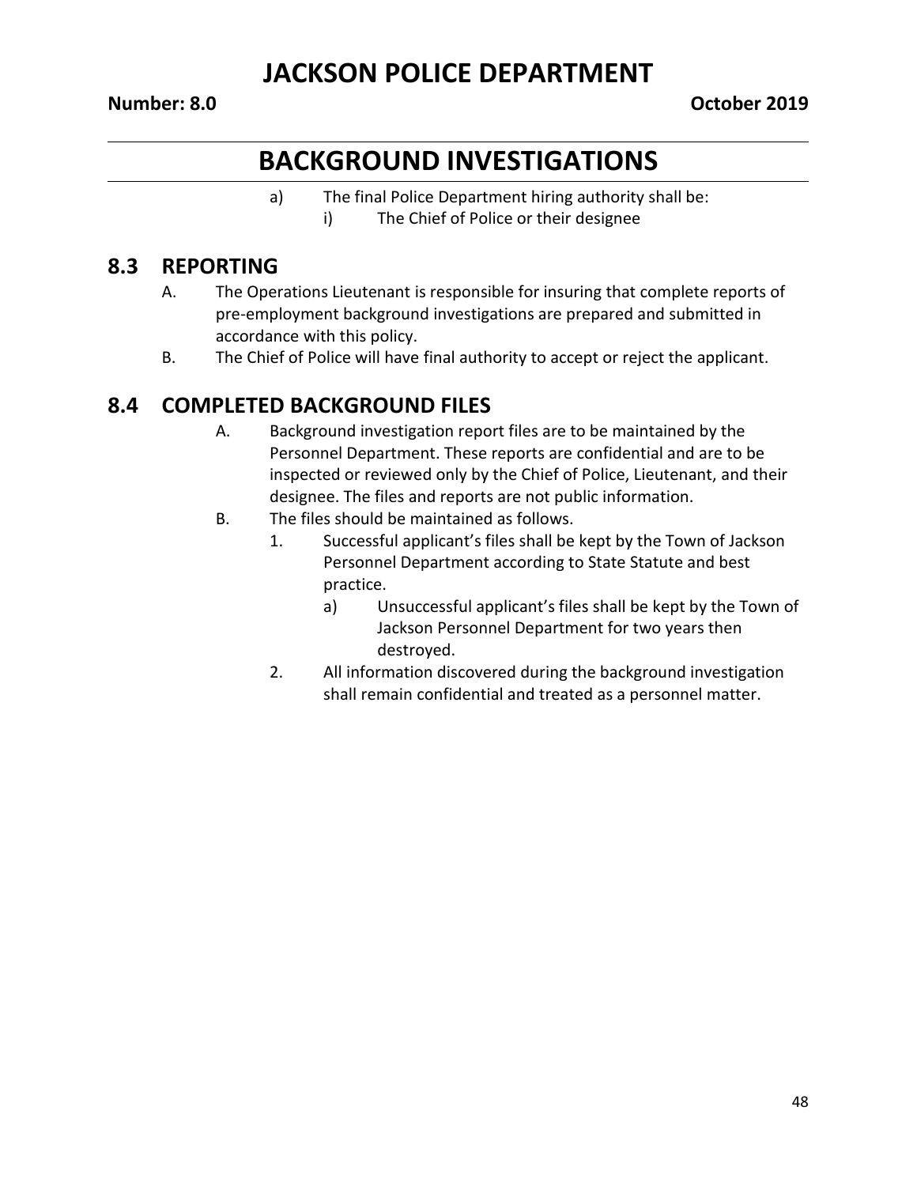a) The final Police Department hiring authority shall be:
    i) The Chief of Police or their designee

## 8.3 REPORTING

A. The Operations Lieutenant is responsible for insuring that complete reports of pre-employment background investigations are prepared and submitted in accordance with this policy.

B. The Chief of Police will have final authority to accept or reject the applicant.

## 8.4 COMPLETED BACKGROUND FILES

A. Background investigation report files are to be maintained by the Personnel Department. These reports are confidential and are to be inspected or reviewed only by the Chief of Police, Lieutenant, and their designee. The files and reports are not public information.

B. The files should be maintained as follows.

1. Successful applicant's files shall be kept by the Town of Jackson Personnel Department according to State Statute and best practice.
    a) Unsuccessful applicant's files shall be kept by the Town of Jackson Personnel Department for two years then destroyed.
2. All information discovered during the background investigation shall remain confidential and treated as a personnel matter.